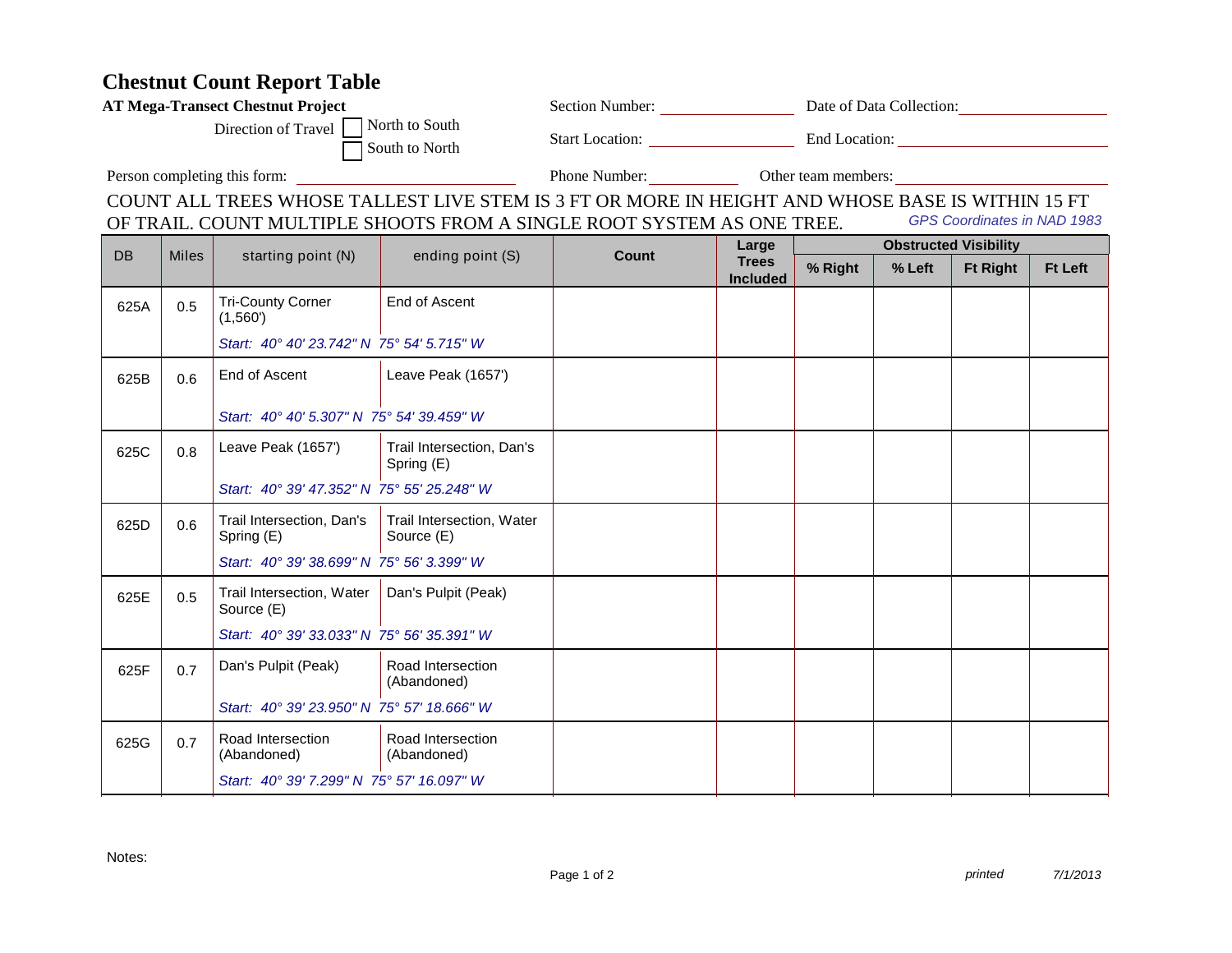# Chestnut Count Report Table

**AT Mega-Transect Chestnut Project**

Section Number: ________________ Date of Data Collection: ________________

Direction of Travel ☐ North to South ☐ South to North

Start Location: ________________ End Location: ________________

Person completing this form: ________________ Phone Number: ________________ Other team members: ________________

COUNT ALL TREES WHOSE TALLEST LIVE STEM IS 3 FT OR MORE IN HEIGHT AND WHOSE BASE IS WITHIN 15 FT OF TRAIL. COUNT MULTIPLE SHOOTS FROM A SINGLE ROOT SYSTEM AS ONE TREE.

*GPS Coordinates in NAD 1983*

| DB | Miles | starting point (N) | ending point (S) | Count | Large Trees Included | Obstructed Visibility | | | |
|---|---|---|---|---|---|---|---|---|---|
| | | | | | | % Right | % Left | Ft Right | Ft Left |
| 625A | 0.5 | Tri-County Corner (1,560') | End of Ascent | | | | | | |
| | | *Start: 40° 40' 23.742" N 75° 54' 5.715" W* | | | | | | | |
| 625B | 0.6 | End of Ascent | Leave Peak (1657') | | | | | | |
| | | *Start: 40° 40' 5.307" N 75° 54' 39.459" W* | | | | | | | |
| 625C | 0.8 | Leave Peak (1657') | Trail Intersection, Dan's Spring (E) | | | | | | |
| | | *Start: 40° 39' 47.352" N 75° 55' 25.248" W* | | | | | | | |
| 625D | 0.6 | Trail Intersection, Dan's Spring (E) | Trail Intersection, Water Source (E) | | | | | | |
| | | *Start: 40° 39' 38.699" N 75° 56' 3.399" W* | | | | | | | |
| 625E | 0.5 | Trail Intersection, Water Source (E) | Dan's Pulpit (Peak) | | | | | | |
| | | *Start: 40° 39' 33.033" N 75° 56' 35.391" W* | | | | | | | |
| 625F | 0.7 | Dan's Pulpit (Peak) | Road Intersection (Abandoned) | | | | | | |
| | | *Start: 40° 39' 23.950" N 75° 57' 18.666" W* | | | | | | | |
| 625G | 0.7 | Road Intersection (Abandoned) | Road Intersection (Abandoned) | | | | | | |
| | | *Start: 40° 39' 7.299" N 75° 57' 16.097" W* | | | | | | | |

Notes:

*printed* *7/1/2013*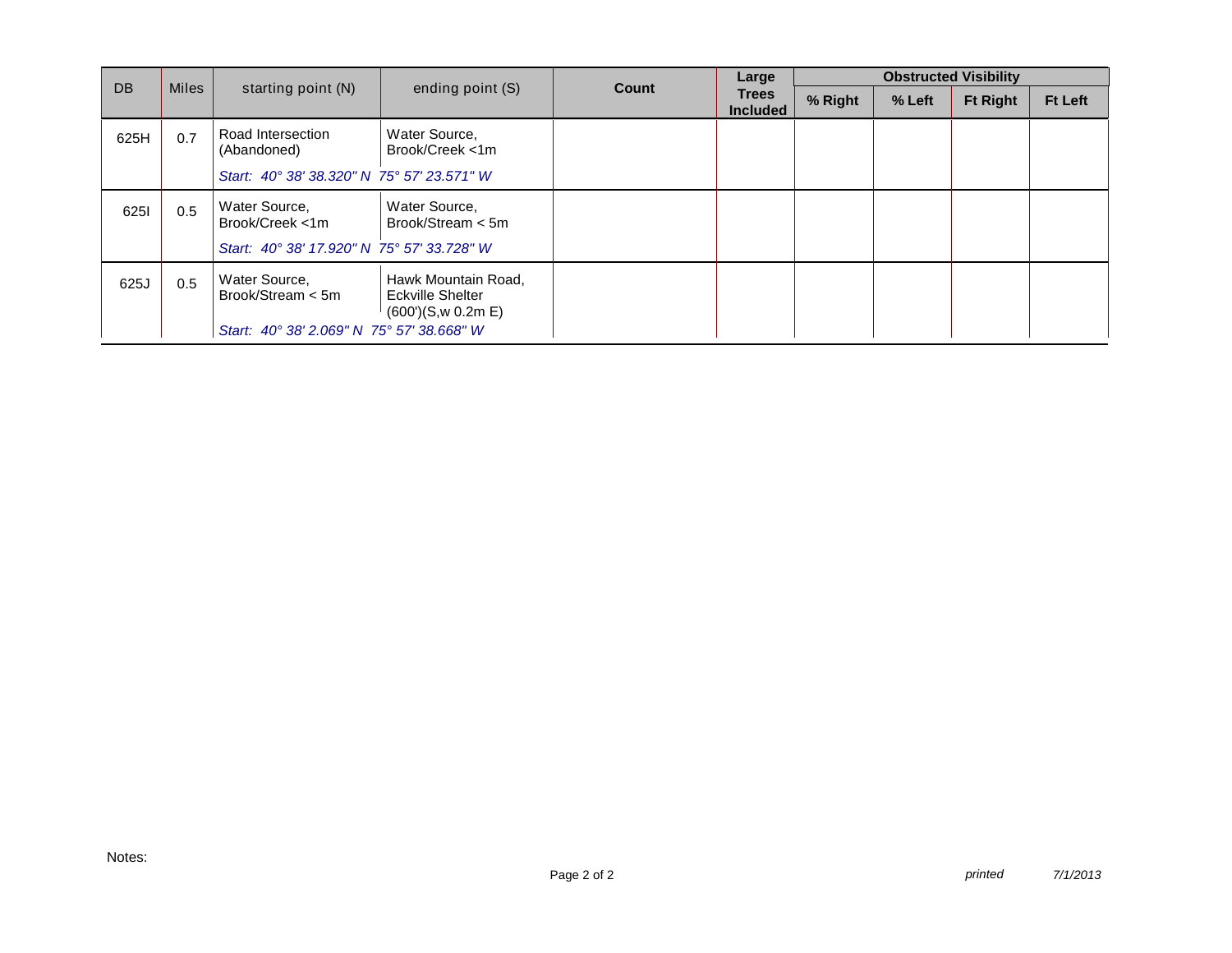| DB | Miles | starting point (N) | ending point (S) | Count | Large Trees Included | Obstructed Visibility | | | |
|---|---|---|---|---|---|---|---|---|---|
| | | | | | | % Right | % Left | Ft Right | Ft Left |
| 625H | 0.7 | Road Intersection (Abandoned) *Start: 40° 38' 38.320" N 75° 57' 23.571" W* | Water Source, Brook/Creek <1m | | | | | | |
| 625I | 0.5 | Water Source, Brook/Creek <1m *Start: 40° 38' 17.920" N 75° 57' 33.728" W* | Water Source, Brook/Stream < 5m | | | | | | |
| 625J | 0.5 | Water Source, Brook/Stream < 5m *Start: 40° 38' 2.069" N 75° 57' 38.668" W* | Hawk Mountain Road, Eckville Shelter (600')(S,w 0.2m E) | | | | | | |

Notes:

*printed* *7/1/2013*